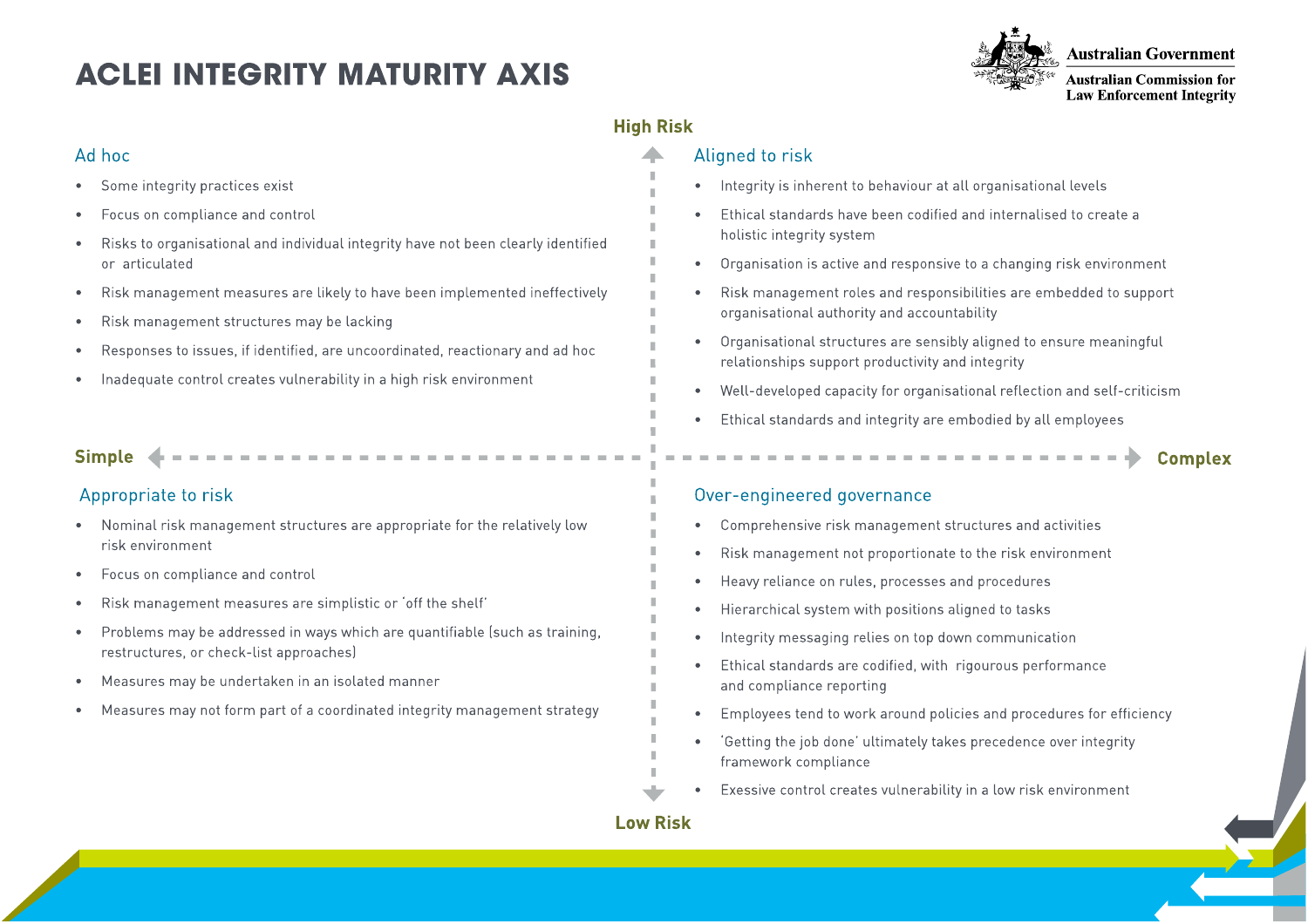# ACLEI INTEGRITY MATURITY AXIS

Australian Government
Australian Commission for Law Enforcement Integrity

**High Risk**

## Ad hoc

- Some integrity practices exist
- Focus on compliance and control
- Risks to organisational and individual integrity have not been clearly identified or articulated
- Risk management measures are likely to have been implemented ineffectively
- Risk management structures may be lacking
- Responses to issues, if identified, are uncoordinated, reactionary and ad hoc
- Inadequate control creates vulnerability in a high risk environment

## Aligned to risk

- Integrity is inherent to behaviour at all organisational levels
- Ethical standards have been codified and internalised to create a holistic integrity system
- Organisation is active and responsive to a changing risk environment
- Risk management roles and responsibilities are embedded to support organisational authority and accountability
- Organisational structures are sensibly aligned to ensure meaningful relationships support productivity and integrity
- Well-developed capacity for organisational reflection and self-criticism
- Ethical standards and integrity are embodied by all employees

**Simple** ← → **Complex**

## Appropriate to risk

- Nominal risk management structures are appropriate for the relatively low risk environment
- Focus on compliance and control
- Risk management measures are simplistic or 'off the shelf'
- Problems may be addressed in ways which are quantifiable (such as training, restructures, or check-list approaches)
- Measures may be undertaken in an isolated manner
- Measures may not form part of a coordinated integrity management strategy

## Over-engineered governance

- Comprehensive risk management structures and activities
- Risk management not proportionate to the risk environment
- Heavy reliance on rules, processes and procedures
- Hierarchical system with positions aligned to tasks
- Integrity messaging relies on top down communication
- Ethical standards are codified, with rigourous performance and compliance reporting
- Employees tend to work around policies and procedures for efficiency
- 'Getting the job done' ultimately takes precedence over integrity framework compliance
- Exessive control creates vulnerability in a low risk environment

**Low Risk**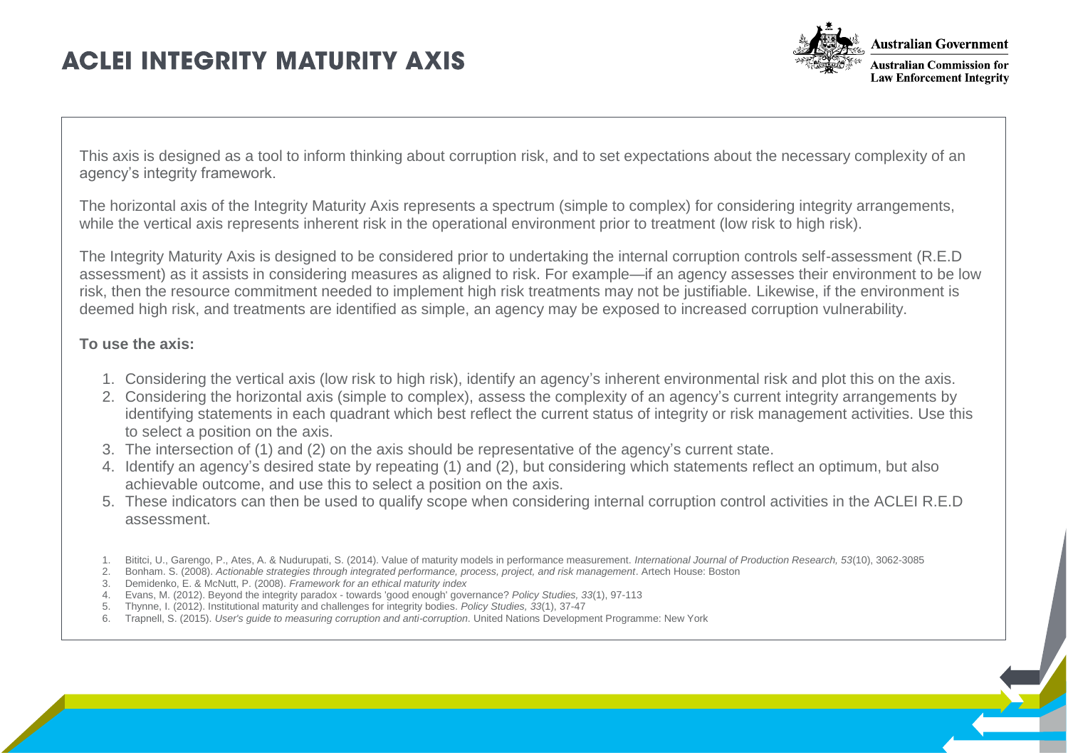# ACLEI INTEGRITY MATURITY AXIS

Australian Government
Australian Commission for Law Enforcement Integrity

This axis is designed as a tool to inform thinking about corruption risk, and to set expectations about the necessary complexity of an agency's integrity framework.

The horizontal axis of the Integrity Maturity Axis represents a spectrum (simple to complex) for considering integrity arrangements, while the vertical axis represents inherent risk in the operational environment prior to treatment (low risk to high risk).

The Integrity Maturity Axis is designed to be considered prior to undertaking the internal corruption controls self-assessment (R.E.D assessment) as it assists in considering measures as aligned to risk. For example—if an agency assesses their environment to be low risk, then the resource commitment needed to implement high risk treatments may not be justifiable. Likewise, if the environment is deemed high risk, and treatments are identified as simple, an agency may be exposed to increased corruption vulnerability.

**To use the axis:**

1. Considering the vertical axis (low risk to high risk), identify an agency's inherent environmental risk and plot this on the axis.
2. Considering the horizontal axis (simple to complex), assess the complexity of an agency's current integrity arrangements by identifying statements in each quadrant which best reflect the current status of integrity or risk management activities. Use this to select a position on the axis.
3. The intersection of (1) and (2) on the axis should be representative of the agency's current state.
4. Identify an agency's desired state by repeating (1) and (2), but considering which statements reflect an optimum, but also achievable outcome, and use this to select a position on the axis.
5. These indicators can then be used to qualify scope when considering internal corruption control activities in the ACLEI R.E.D assessment.

1. Bititci, U., Garengo, P., Ates, A. & Nudurupati, S. (2014). Value of maturity models in performance measurement. *International Journal of Production Research, 53*(10), 3062-3085
2. Bonham. S. (2008). *Actionable strategies through integrated performance, process, project, and risk management*. Artech House: Boston
3. Demidenko, E. & McNutt, P. (2008). *Framework for an ethical maturity index*
4. Evans, M. (2012). Beyond the integrity paradox - towards 'good enough' governance? *Policy Studies, 33*(1), 97-113
5. Thynne, I. (2012). Institutional maturity and challenges for integrity bodies. *Policy Studies, 33*(1), 37-47
6. Trapnell, S. (2015). *User's guide to measuring corruption and anti-corruption*. United Nations Development Programme: New York